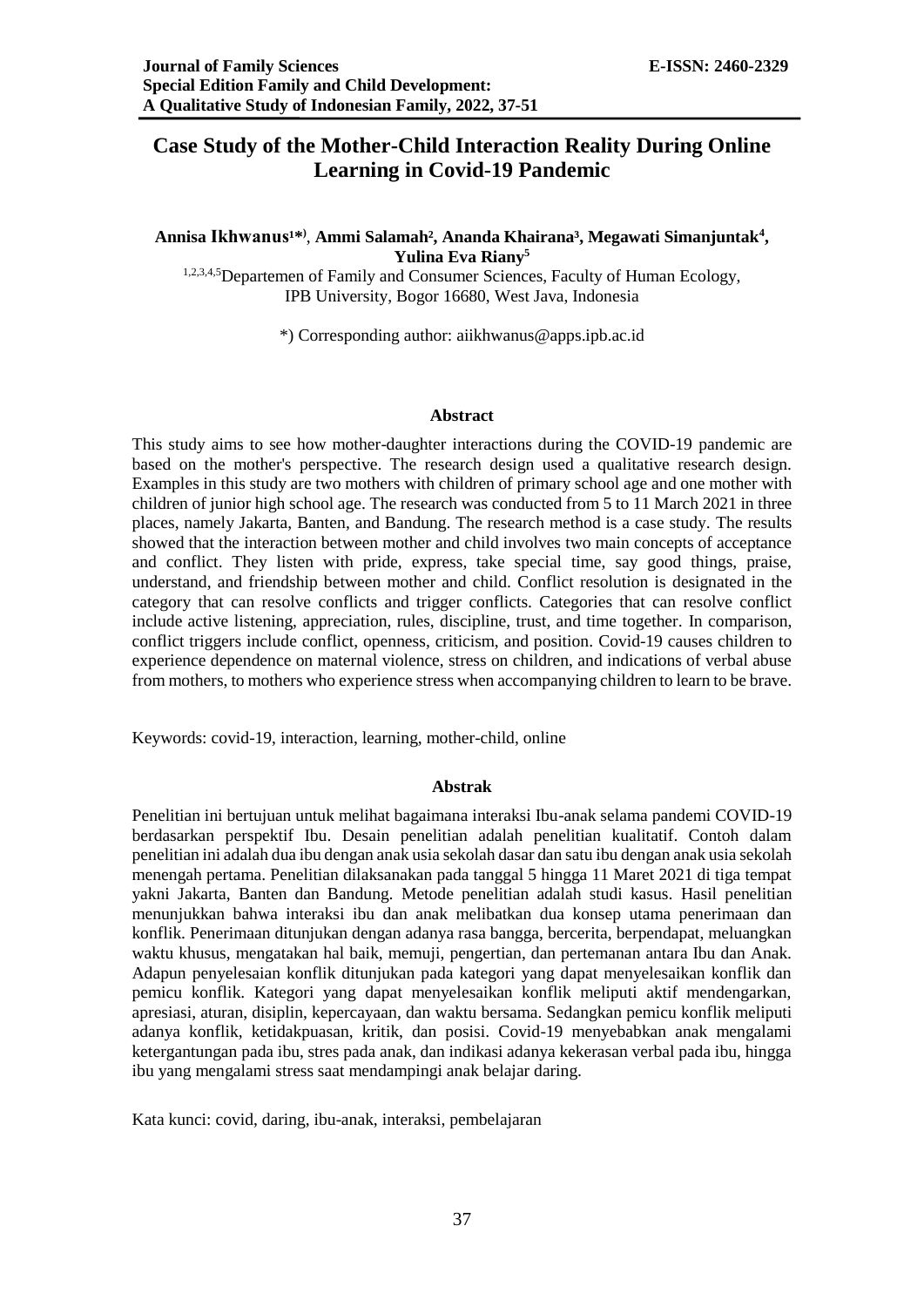# Case Study of the Mother-Child Interaction Reality During Online Learning in Covid-19 Pandemic

**Annisa Ikhwanus[1*)], Ammi Salamah[2], Ananda Khairana[3], Megawati Simanjuntak[4], Yulina Eva Riany[5]**

[1,2,3,4,5]Departemen of Family and Consumer Sciences, Faculty of Human Ecology, IPB University, Bogor 16680, West Java, Indonesia

*) Corresponding author: aiikhwanus@apps.ipb.ac.id

## Abstract

This study aims to see how mother-daughter interactions during the COVID-19 pandemic are based on the mother's perspective. The research design used a qualitative research design. Examples in this study are two mothers with children of primary school age and one mother with children of junior high school age. The research was conducted from 5 to 11 March 2021 in three places, namely Jakarta, Banten, and Bandung. The research method is a case study. The results showed that the interaction between mother and child involves two main concepts of acceptance and conflict. They listen with pride, express, take special time, say good things, praise, understand, and friendship between mother and child. Conflict resolution is designated in the category that can resolve conflicts and trigger conflicts. Categories that can resolve conflict include active listening, appreciation, rules, discipline, trust, and time together. In comparison, conflict triggers include conflict, openness, criticism, and position. Covid-19 causes children to experience dependence on maternal violence, stress on children, and indications of verbal abuse from mothers, to mothers who experience stress when accompanying children to learn to be brave.

Keywords: covid-19, interaction, learning, mother-child, online

## Abstrak

Penelitian ini bertujuan untuk melihat bagaimana interaksi Ibu-anak selama pandemi COVID-19 berdasarkan perspektif Ibu. Desain penelitian adalah penelitian kualitatif. Contoh dalam penelitian ini adalah dua ibu dengan anak usia sekolah dasar dan satu ibu dengan anak usia sekolah menengah pertama. Penelitian dilaksanakan pada tanggal 5 hingga 11 Maret 2021 di tiga tempat yakni Jakarta, Banten dan Bandung. Metode penelitian adalah studi kasus. Hasil penelitian menunjukkan bahwa interaksi ibu dan anak melibatkan dua konsep utama penerimaan dan konflik. Penerimaan ditunjukan dengan adanya rasa bangga, bercerita, berpendapat, meluangkan waktu khusus, mengatakan hal baik, memuji, pengertian, dan pertemanan antara Ibu dan Anak. Adapun penyelesaian konflik ditunjukan pada kategori yang dapat menyelesaikan konflik dan pemicu konflik. Kategori yang dapat menyelesaikan konflik meliputi aktif mendengarkan, apresiasi, aturan, disiplin, kepercayaan, dan waktu bersama. Sedangkan pemicu konflik meliputi adanya konflik, ketidakpuasan, kritik, dan posisi. Covid-19 menyebabkan anak mengalami ketergantungan pada ibu, stres pada anak, dan indikasi adanya kekerasan verbal pada ibu, hingga ibu yang mengalami stress saat mendampingi anak belajar daring.

Kata kunci: covid, daring, ibu-anak, interaksi, pembelajaran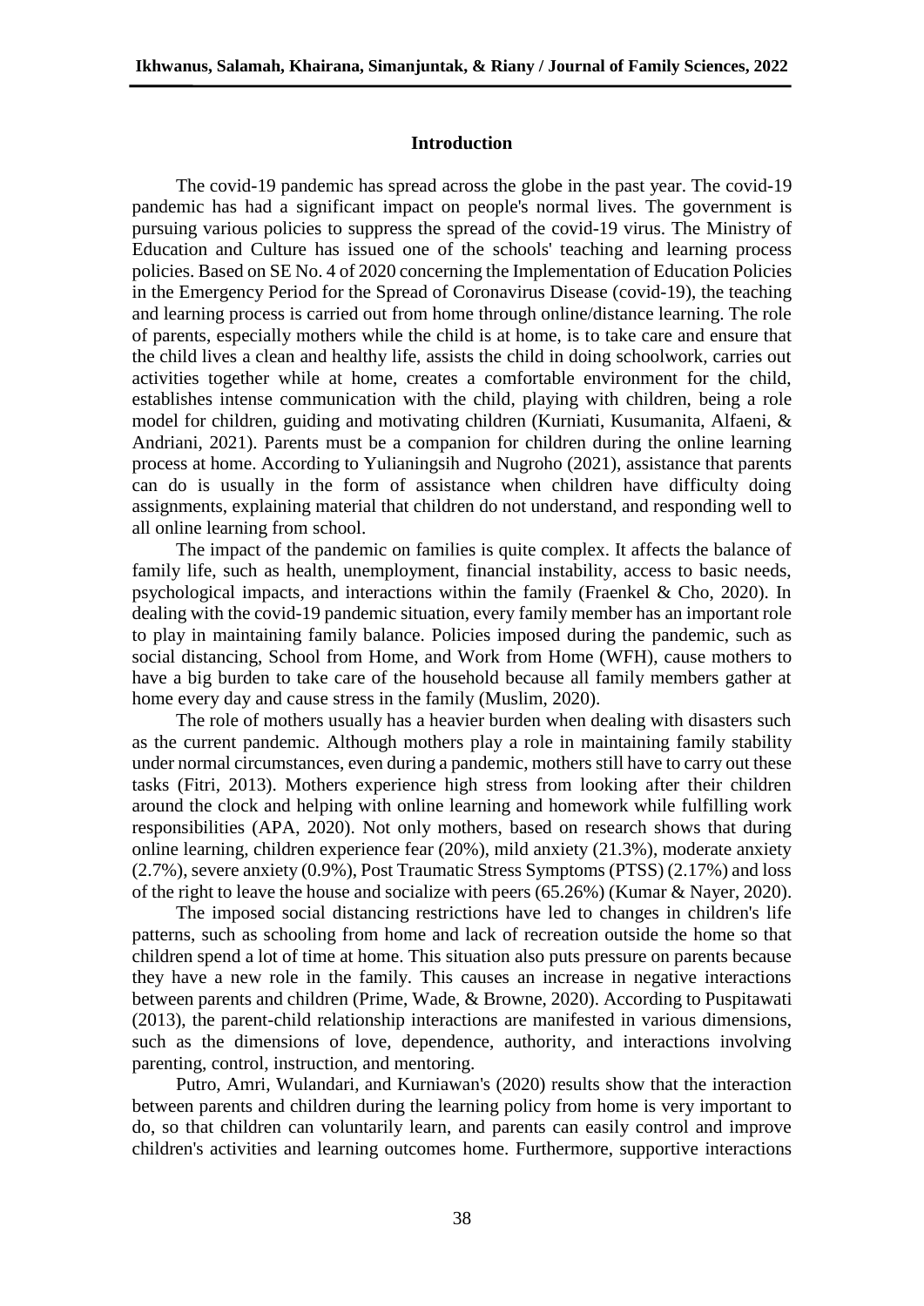## Introduction

The covid-19 pandemic has spread across the globe in the past year. The covid-19 pandemic has had a significant impact on people's normal lives. The government is pursuing various policies to suppress the spread of the covid-19 virus. The Ministry of Education and Culture has issued one of the schools' teaching and learning process policies. Based on SE No. 4 of 2020 concerning the Implementation of Education Policies in the Emergency Period for the Spread of Coronavirus Disease (covid-19), the teaching and learning process is carried out from home through online/distance learning. The role of parents, especially mothers while the child is at home, is to take care and ensure that the child lives a clean and healthy life, assists the child in doing schoolwork, carries out activities together while at home, creates a comfortable environment for the child, establishes intense communication with the child, playing with children, being a role model for children, guiding and motivating children (Kurniati, Kusumanita, Alfaeni, & Andriani, 2021). Parents must be a companion for children during the online learning process at home. According to Yulianingsih and Nugroho (2021), assistance that parents can do is usually in the form of assistance when children have difficulty doing assignments, explaining material that children do not understand, and responding well to all online learning from school.

The impact of the pandemic on families is quite complex. It affects the balance of family life, such as health, unemployment, financial instability, access to basic needs, psychological impacts, and interactions within the family (Fraenkel & Cho, 2020). In dealing with the covid-19 pandemic situation, every family member has an important role to play in maintaining family balance. Policies imposed during the pandemic, such as social distancing, School from Home, and Work from Home (WFH), cause mothers to have a big burden to take care of the household because all family members gather at home every day and cause stress in the family (Muslim, 2020).

The role of mothers usually has a heavier burden when dealing with disasters such as the current pandemic. Although mothers play a role in maintaining family stability under normal circumstances, even during a pandemic, mothers still have to carry out these tasks (Fitri, 2013). Mothers experience high stress from looking after their children around the clock and helping with online learning and homework while fulfilling work responsibilities (APA, 2020). Not only mothers, based on research shows that during online learning, children experience fear (20%), mild anxiety (21.3%), moderate anxiety (2.7%), severe anxiety (0.9%), Post Traumatic Stress Symptoms (PTSS) (2.17%) and loss of the right to leave the house and socialize with peers (65.26%) (Kumar & Nayer, 2020).

The imposed social distancing restrictions have led to changes in children's life patterns, such as schooling from home and lack of recreation outside the home so that children spend a lot of time at home. This situation also puts pressure on parents because they have a new role in the family. This causes an increase in negative interactions between parents and children (Prime, Wade, & Browne, 2020). According to Puspitawati (2013), the parent-child relationship interactions are manifested in various dimensions, such as the dimensions of love, dependence, authority, and interactions involving parenting, control, instruction, and mentoring.

Putro, Amri, Wulandari, and Kurniawan's (2020) results show that the interaction between parents and children during the learning policy from home is very important to do, so that children can voluntarily learn, and parents can easily control and improve children's activities and learning outcomes home. Furthermore, supportive interactions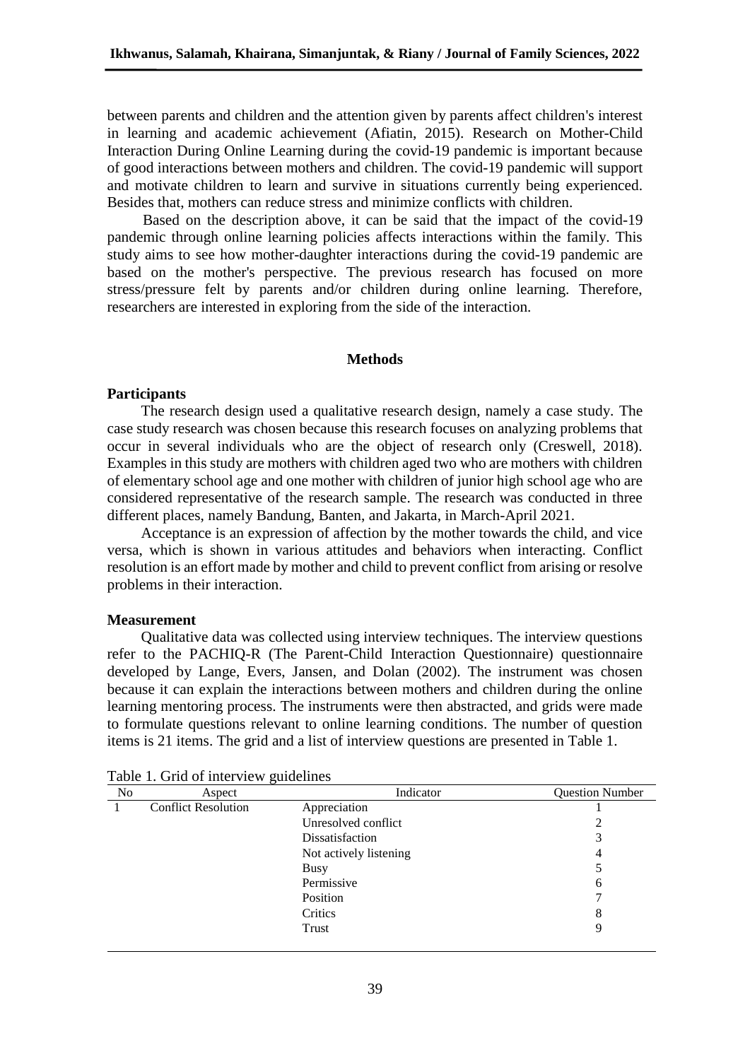between parents and children and the attention given by parents affect children's interest in learning and academic achievement (Afiatin, 2015). Research on Mother-Child Interaction During Online Learning during the covid-19 pandemic is important because of good interactions between mothers and children. The covid-19 pandemic will support and motivate children to learn and survive in situations currently being experienced. Besides that, mothers can reduce stress and minimize conflicts with children.

Based on the description above, it can be said that the impact of the covid-19 pandemic through online learning policies affects interactions within the family. This study aims to see how mother-daughter interactions during the covid-19 pandemic are based on the mother's perspective. The previous research has focused on more stress/pressure felt by parents and/or children during online learning. Therefore, researchers are interested in exploring from the side of the interaction.

## Methods

### Participants

The research design used a qualitative research design, namely a case study. The case study research was chosen because this research focuses on analyzing problems that occur in several individuals who are the object of research only (Creswell, 2018). Examples in this study are mothers with children aged two who are mothers with children of elementary school age and one mother with children of junior high school age who are considered representative of the research sample. The research was conducted in three different places, namely Bandung, Banten, and Jakarta, in March-April 2021.

Acceptance is an expression of affection by the mother towards the child, and vice versa, which is shown in various attitudes and behaviors when interacting. Conflict resolution is an effort made by mother and child to prevent conflict from arising or resolve problems in their interaction.

### Measurement

Qualitative data was collected using interview techniques. The interview questions refer to the PACHIQ-R (The Parent-Child Interaction Questionnaire) questionnaire developed by Lange, Evers, Jansen, and Dolan (2002). The instrument was chosen because it can explain the interactions between mothers and children during the online learning mentoring process. The instruments were then abstracted, and grids were made to formulate questions relevant to online learning conditions. The number of question items is 21 items. The grid and a list of interview questions are presented in Table 1.

Table 1. Grid of interview guidelines

| No | Aspect | Indicator | Question Number |
|---|---|---|---|
| 1 | Conflict Resolution | Appreciation | 1 |
| | | Unresolved conflict | 2 |
| | | Dissatisfaction | 3 |
| | | Not actively listening | 4 |
| | | Busy | 5 |
| | | Permissive | 6 |
| | | Position | 7 |
| | | Critics | 8 |
| | | Trust | 9 |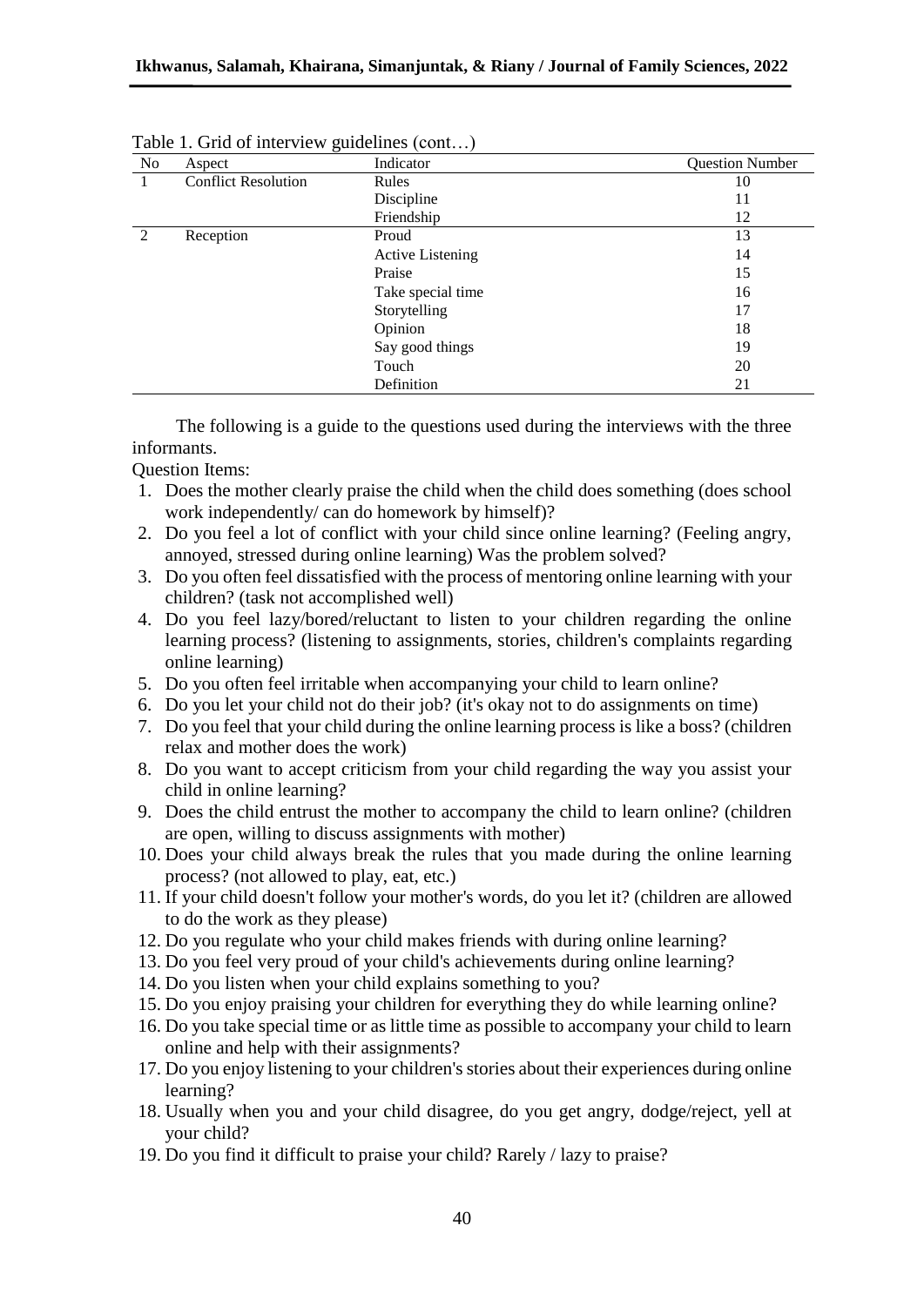Table 1. Grid of interview guidelines (cont…)

| No | Aspect | Indicator | Question Number |
|---|---|---|---|
| 1 | Conflict Resolution | Rules | 10 |
| | | Discipline | 11 |
| | | Friendship | 12 |
| 2 | Reception | Proud | 13 |
| | | Active Listening | 14 |
| | | Praise | 15 |
| | | Take special time | 16 |
| | | Storytelling | 17 |
| | | Opinion | 18 |
| | | Say good things | 19 |
| | | Touch | 20 |
| | | Definition | 21 |

The following is a guide to the questions used during the interviews with the three informants.

Question Items:

1. Does the mother clearly praise the child when the child does something (does school work independently/ can do homework by himself)?
2. Do you feel a lot of conflict with your child since online learning? (Feeling angry, annoyed, stressed during online learning) Was the problem solved?
3. Do you often feel dissatisfied with the process of mentoring online learning with your children? (task not accomplished well)
4. Do you feel lazy/bored/reluctant to listen to your children regarding the online learning process? (listening to assignments, stories, children's complaints regarding online learning)
5. Do you often feel irritable when accompanying your child to learn online?
6. Do you let your child not do their job? (it's okay not to do assignments on time)
7. Do you feel that your child during the online learning process is like a boss? (children relax and mother does the work)
8. Do you want to accept criticism from your child regarding the way you assist your child in online learning?
9. Does the child entrust the mother to accompany the child to learn online? (children are open, willing to discuss assignments with mother)
10. Does your child always break the rules that you made during the online learning process? (not allowed to play, eat, etc.)
11. If your child doesn't follow your mother's words, do you let it? (children are allowed to do the work as they please)
12. Do you regulate who your child makes friends with during online learning?
13. Do you feel very proud of your child's achievements during online learning?
14. Do you listen when your child explains something to you?
15. Do you enjoy praising your children for everything they do while learning online?
16. Do you take special time or as little time as possible to accompany your child to learn online and help with their assignments?
17. Do you enjoy listening to your children's stories about their experiences during online learning?
18. Usually when you and your child disagree, do you get angry, dodge/reject, yell at your child?
19. Do you find it difficult to praise your child? Rarely / lazy to praise?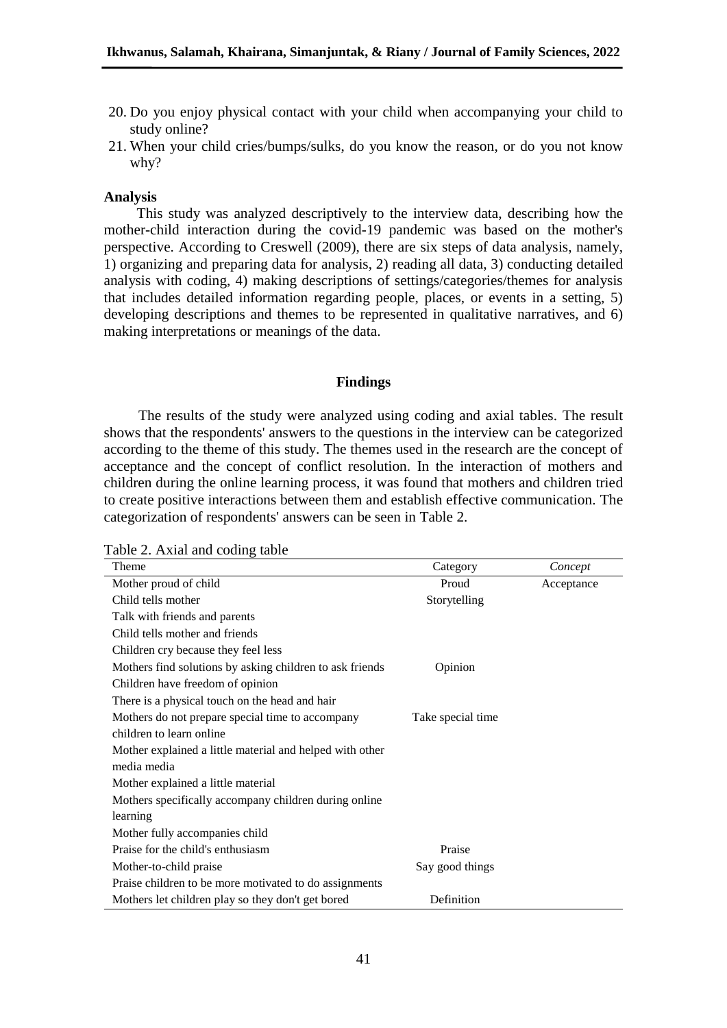20. Do you enjoy physical contact with your child when accompanying your child to study online?
21. When your child cries/bumps/sulks, do you know the reason, or do you not know why?

**Analysis**

This study was analyzed descriptively to the interview data, describing how the mother-child interaction during the covid-19 pandemic was based on the mother's perspective. According to Creswell (2009), there are six steps of data analysis, namely, 1) organizing and preparing data for analysis, 2) reading all data, 3) conducting detailed analysis with coding, 4) making descriptions of settings/categories/themes for analysis that includes detailed information regarding people, places, or events in a setting, 5) developing descriptions and themes to be represented in qualitative narratives, and 6) making interpretations or meanings of the data.

## Findings

The results of the study were analyzed using coding and axial tables. The result shows that the respondents' answers to the questions in the interview can be categorized according to the theme of this study. The themes used in the research are the concept of acceptance and the concept of conflict resolution. In the interaction of mothers and children during the online learning process, it was found that mothers and children tried to create positive interactions between them and establish effective communication. The categorization of respondents' answers can be seen in Table 2.

Table 2. Axial and coding table

| Theme | Category | *Concept* |
|---|---|---|
| Mother proud of child | Proud | Acceptance |
| Child tells mother | Storytelling | |
| Talk with friends and parents | | |
| Child tells mother and friends | | |
| Children cry because they feel less | | |
| Mothers find solutions by asking children to ask friends | Opinion | |
| Children have freedom of opinion | | |
| There is a physical touch on the head and hair | | |
| Mothers do not prepare special time to accompany children to learn online | Take special time | |
| Mother explained a little material and helped with other media media | | |
| Mother explained a little material | | |
| Mothers specifically accompany children during online learning | | |
| Mother fully accompanies child | | |
| Praise for the child's enthusiasm | Praise | |
| Mother-to-child praise | Say good things | |
| Praise children to be more motivated to do assignments | | |
| Mothers let children play so they don't get bored | Definition | |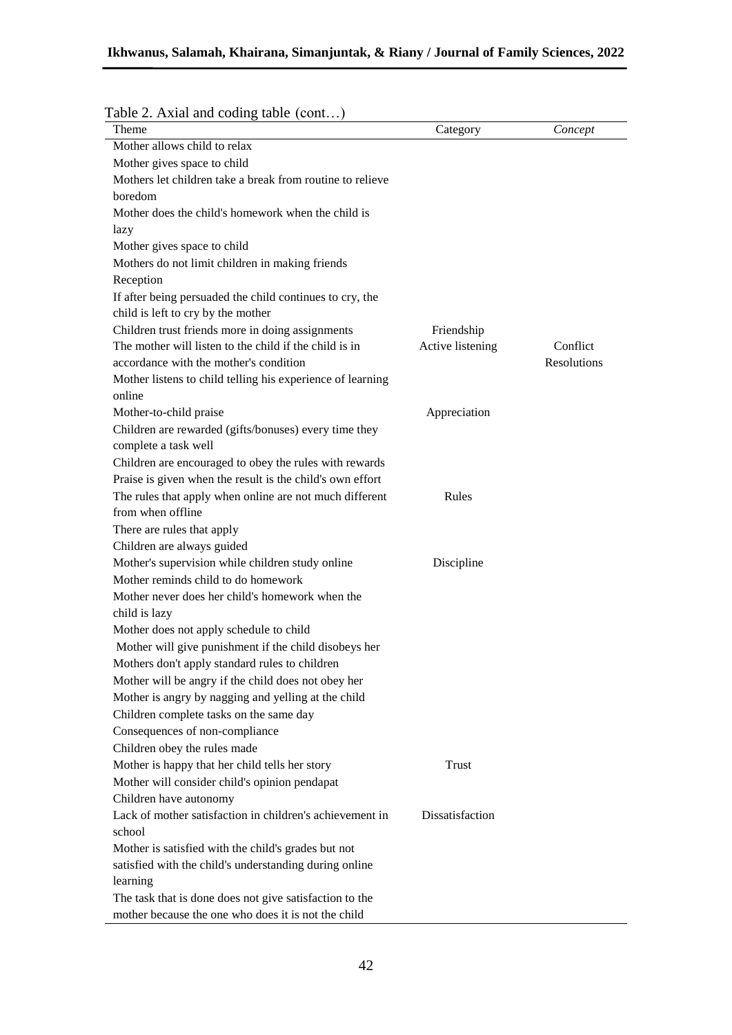Table 2. Axial and coding table (cont…)

| Theme | Category | *Concept* |
|---|---|---|
| Mother allows child to relax | | |
| Mother gives space to child | | |
| Mothers let children take a break from routine to relieve boredom | | |
| Mother does the child's homework when the child is lazy | | |
| Mother gives space to child | | |
| Mothers do not limit children in making friends | | |
| Reception | | |
| If after being persuaded the child continues to cry, the child is left to cry by the mother | | |
| Children trust friends more in doing assignments | Friendship | |
| The mother will listen to the child if the child is in accordance with the mother's condition | Active listening | Conflict Resolutions |
| Mother listens to child telling his experience of learning online | | |
| Mother-to-child praise | Appreciation | |
| Children are rewarded (gifts/bonuses) every time they complete a task well | | |
| Children are encouraged to obey the rules with rewards | | |
| Praise is given when the result is the child's own effort | | |
| The rules that apply when online are not much different from when offline | Rules | |
| There are rules that apply | | |
| Children are always guided | | |
| Mother's supervision while children study online | Discipline | |
| Mother reminds child to do homework | | |
| Mother never does her child's homework when the child is lazy | | |
| Mother does not apply schedule to child | | |
| Mother will give punishment if the child disobeys her | | |
| Mothers don't apply standard rules to children | | |
| Mother will be angry if the child does not obey her | | |
| Mother is angry by nagging and yelling at the child | | |
| Children complete tasks on the same day | | |
| Consequences of non-compliance | | |
| Children obey the rules made | | |
| Mother is happy that her child tells her story | Trust | |
| Mother will consider child's opinion pendapat | | |
| Children have autonomy | | |
| Lack of mother satisfaction in children's achievement in school | Dissatisfaction | |
| Mother is satisfied with the child's grades but not satisfied with the child's understanding during online learning | | |
| The task that is done does not give satisfaction to the mother because the one who does it is not the child | | |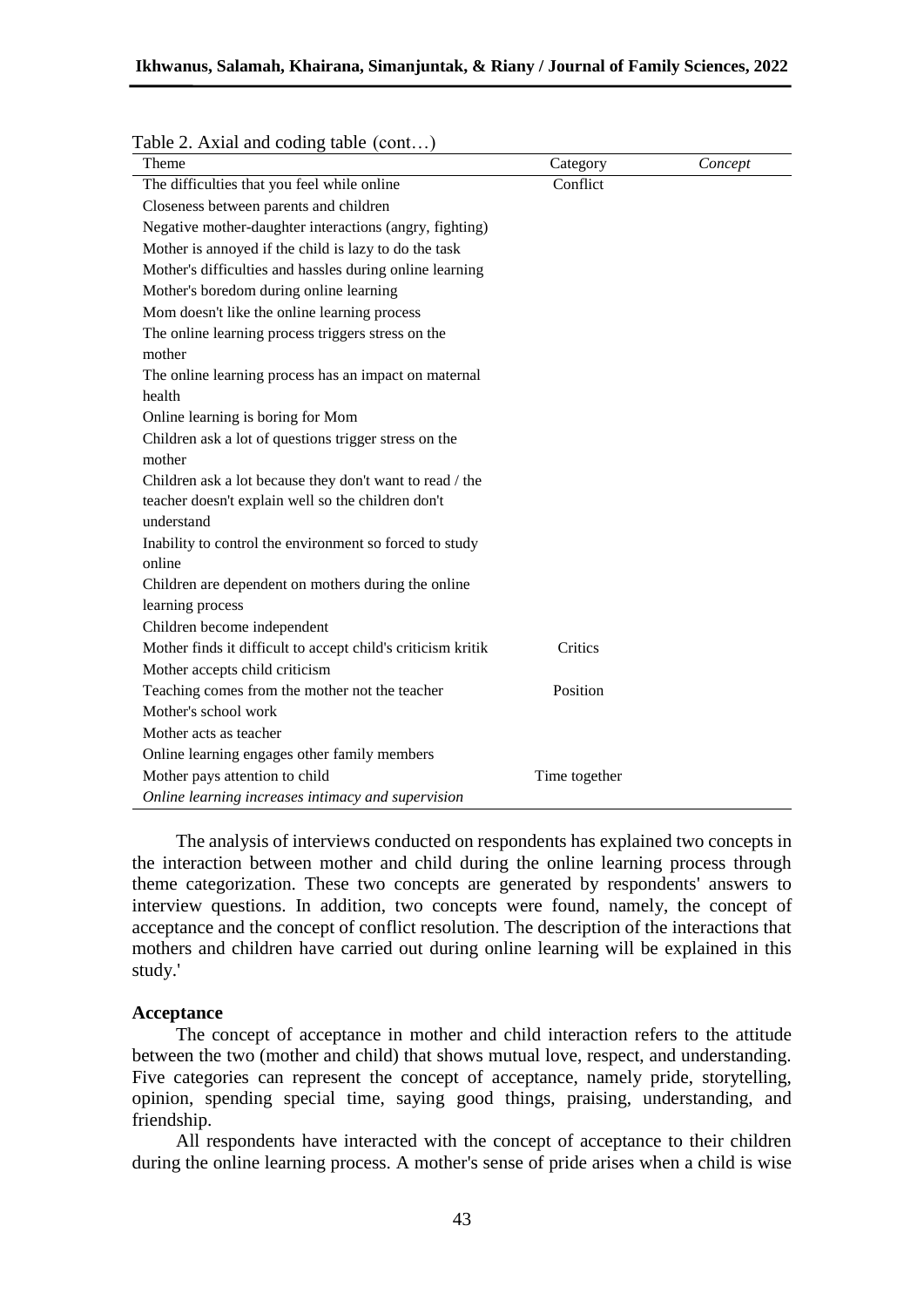Table 2. Axial and coding table (cont…)

| Theme | Category | *Concept* |
|---|---|---|
| The difficulties that you feel while online | Conflict | |
| Closeness between parents and children | | |
| Negative mother-daughter interactions (angry, fighting) | | |
| Mother is annoyed if the child is lazy to do the task | | |
| Mother's difficulties and hassles during online learning | | |
| Mother's boredom during online learning | | |
| Mom doesn't like the online learning process | | |
| The online learning process triggers stress on the mother | | |
| The online learning process has an impact on maternal health | | |
| Online learning is boring for Mom | | |
| Children ask a lot of questions trigger stress on the mother | | |
| Children ask a lot because they don't want to read / the teacher doesn't explain well so the children don't understand | | |
| Inability to control the environment so forced to study online | | |
| Children are dependent on mothers during the online learning process | | |
| Children become independent | | |
| Mother finds it difficult to accept child's criticism kritik | Critics | |
| Mother accepts child criticism | | |
| Teaching comes from the mother not the teacher | Position | |
| Mother's school work | | |
| Mother acts as teacher | | |
| Online learning engages other family members | | |
| Mother pays attention to child | Time together | |
| *Online learning increases intimacy and supervision* | | |

The analysis of interviews conducted on respondents has explained two concepts in the interaction between mother and child during the online learning process through theme categorization. These two concepts are generated by respondents' answers to interview questions. In addition, two concepts were found, namely, the concept of acceptance and the concept of conflict resolution. The description of the interactions that mothers and children have carried out during online learning will be explained in this study.'

**Acceptance**

The concept of acceptance in mother and child interaction refers to the attitude between the two (mother and child) that shows mutual love, respect, and understanding. Five categories can represent the concept of acceptance, namely pride, storytelling, opinion, spending special time, saying good things, praising, understanding, and friendship.

All respondents have interacted with the concept of acceptance to their children during the online learning process. A mother's sense of pride arises when a child is wise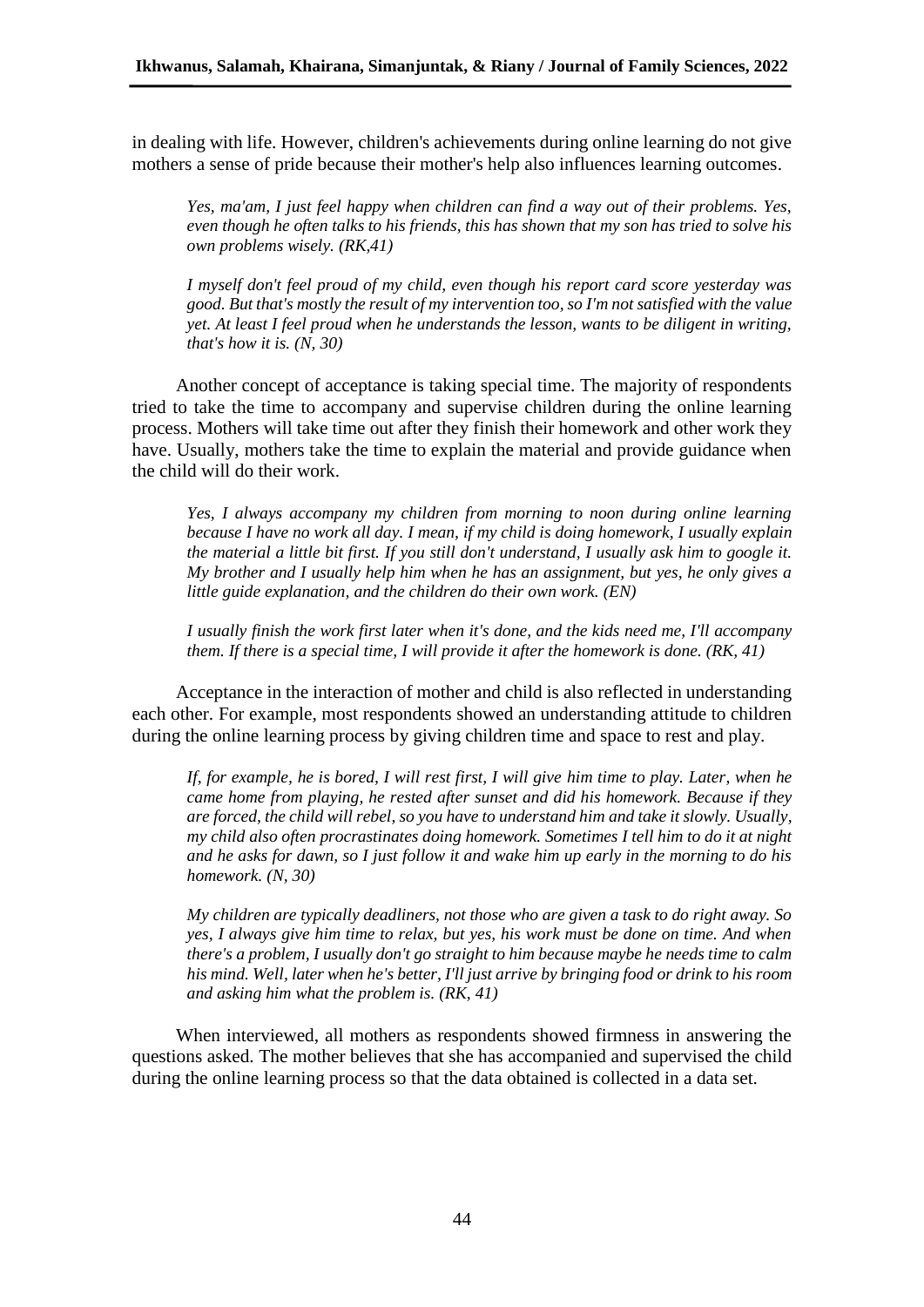in dealing with life. However, children's achievements during online learning do not give mothers a sense of pride because their mother's help also influences learning outcomes.

> *Yes, ma'am, I just feel happy when children can find a way out of their problems. Yes, even though he often talks to his friends, this has shown that my son has tried to solve his own problems wisely. (RK,41)*

> *I myself don't feel proud of my child, even though his report card score yesterday was good. But that's mostly the result of my intervention too, so I'm not satisfied with the value yet. At least I feel proud when he understands the lesson, wants to be diligent in writing, that's how it is. (N, 30)*

Another concept of acceptance is taking special time. The majority of respondents tried to take the time to accompany and supervise children during the online learning process. Mothers will take time out after they finish their homework and other work they have. Usually, mothers take the time to explain the material and provide guidance when the child will do their work.

> *Yes, I always accompany my children from morning to noon during online learning because I have no work all day. I mean, if my child is doing homework, I usually explain the material a little bit first. If you still don't understand, I usually ask him to google it. My brother and I usually help him when he has an assignment, but yes, he only gives a little guide explanation, and the children do their own work. (EN)*

> *I usually finish the work first later when it's done, and the kids need me, I'll accompany them. If there is a special time, I will provide it after the homework is done. (RK, 41)*

Acceptance in the interaction of mother and child is also reflected in understanding each other. For example, most respondents showed an understanding attitude to children during the online learning process by giving children time and space to rest and play.

> *If, for example, he is bored, I will rest first, I will give him time to play. Later, when he came home from playing, he rested after sunset and did his homework. Because if they are forced, the child will rebel, so you have to understand him and take it slowly. Usually, my child also often procrastinates doing homework. Sometimes I tell him to do it at night and he asks for dawn, so I just follow it and wake him up early in the morning to do his homework. (N, 30)*

> *My children are typically deadliners, not those who are given a task to do right away. So yes, I always give him time to relax, but yes, his work must be done on time. And when there's a problem, I usually don't go straight to him because maybe he needs time to calm his mind. Well, later when he's better, I'll just arrive by bringing food or drink to his room and asking him what the problem is. (RK, 41)*

When interviewed, all mothers as respondents showed firmness in answering the questions asked. The mother believes that she has accompanied and supervised the child during the online learning process so that the data obtained is collected in a data set.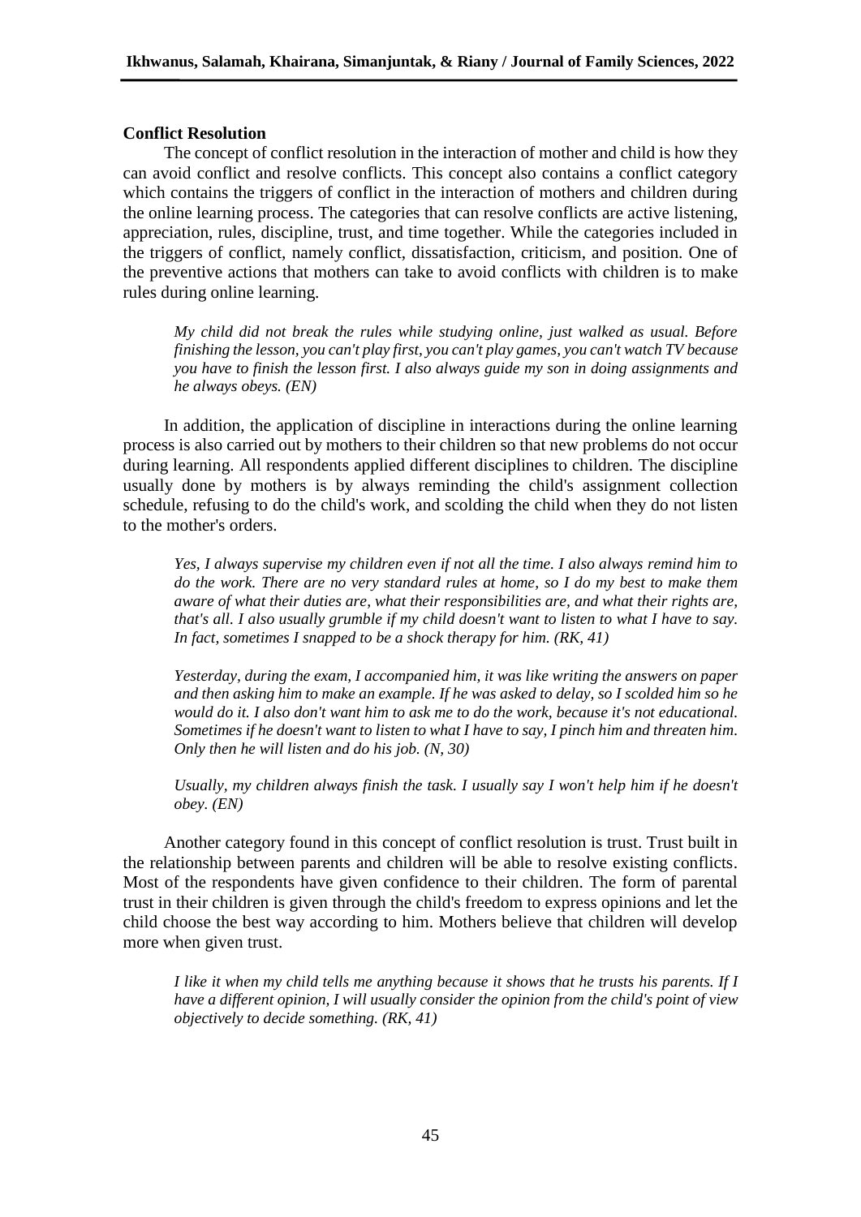**Conflict Resolution**

The concept of conflict resolution in the interaction of mother and child is how they can avoid conflict and resolve conflicts. This concept also contains a conflict category which contains the triggers of conflict in the interaction of mothers and children during the online learning process. The categories that can resolve conflicts are active listening, appreciation, rules, discipline, trust, and time together. While the categories included in the triggers of conflict, namely conflict, dissatisfaction, criticism, and position. One of the preventive actions that mothers can take to avoid conflicts with children is to make rules during online learning.

> *My child did not break the rules while studying online, just walked as usual. Before finishing the lesson, you can't play first, you can't play games, you can't watch TV because you have to finish the lesson first. I also always guide my son in doing assignments and he always obeys. (EN)*

In addition, the application of discipline in interactions during the online learning process is also carried out by mothers to their children so that new problems do not occur during learning. All respondents applied different disciplines to children. The discipline usually done by mothers is by always reminding the child's assignment collection schedule, refusing to do the child's work, and scolding the child when they do not listen to the mother's orders.

> *Yes, I always supervise my children even if not all the time. I also always remind him to do the work. There are no very standard rules at home, so I do my best to make them aware of what their duties are, what their responsibilities are, and what their rights are, that's all. I also usually grumble if my child doesn't want to listen to what I have to say. In fact, sometimes I snapped to be a shock therapy for him. (RK, 41)*

> *Yesterday, during the exam, I accompanied him, it was like writing the answers on paper and then asking him to make an example. If he was asked to delay, so I scolded him so he would do it. I also don't want him to ask me to do the work, because it's not educational. Sometimes if he doesn't want to listen to what I have to say, I pinch him and threaten him. Only then he will listen and do his job. (N, 30)*

> *Usually, my children always finish the task. I usually say I won't help him if he doesn't obey. (EN)*

Another category found in this concept of conflict resolution is trust. Trust built in the relationship between parents and children will be able to resolve existing conflicts. Most of the respondents have given confidence to their children. The form of parental trust in their children is given through the child's freedom to express opinions and let the child choose the best way according to him. Mothers believe that children will develop more when given trust.

> *I like it when my child tells me anything because it shows that he trusts his parents. If I have a different opinion, I will usually consider the opinion from the child's point of view objectively to decide something. (RK, 41)*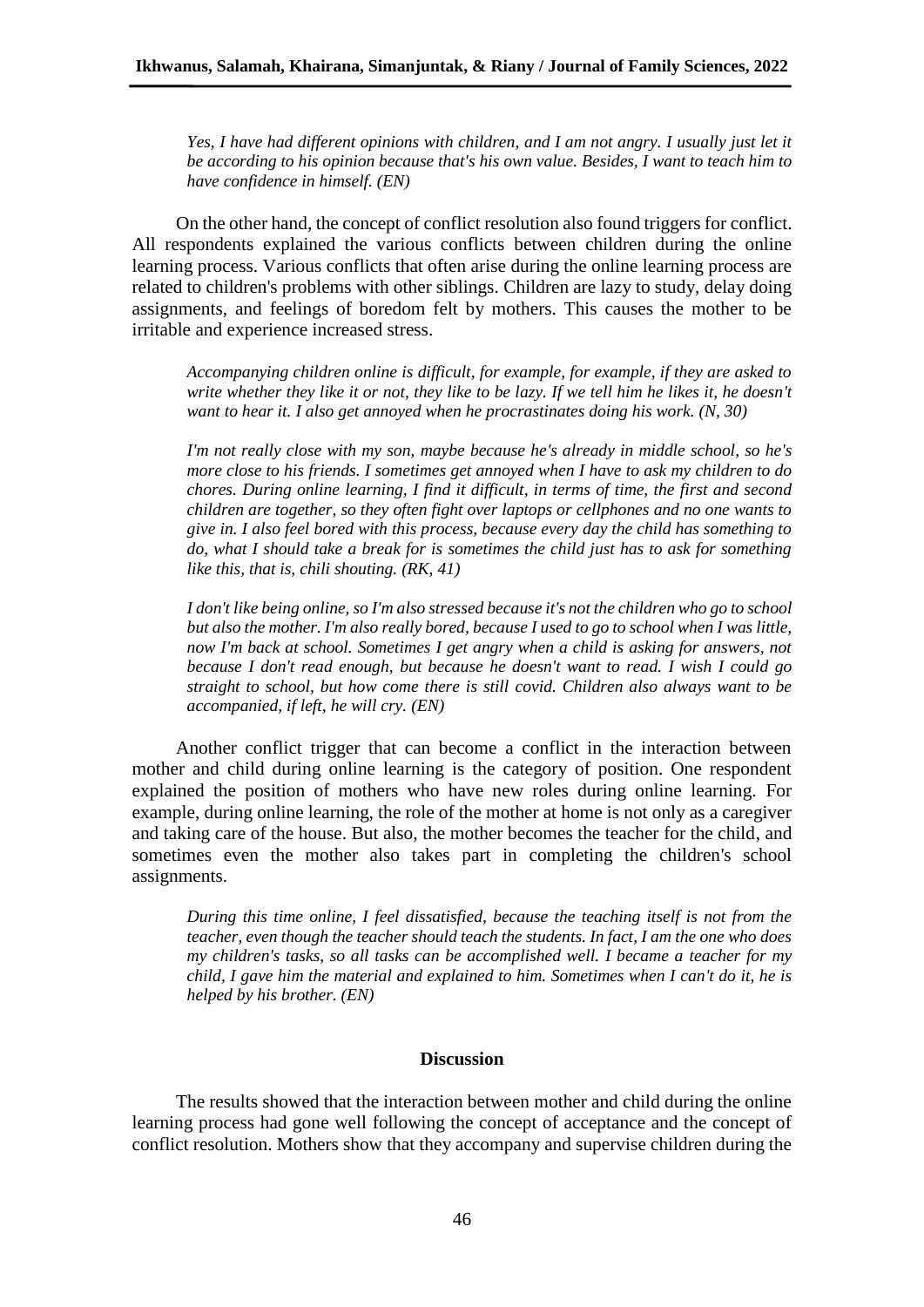*Yes, I have had different opinions with children, and I am not angry. I usually just let it be according to his opinion because that's his own value. Besides, I want to teach him to have confidence in himself. (EN)*

On the other hand, the concept of conflict resolution also found triggers for conflict. All respondents explained the various conflicts between children during the online learning process. Various conflicts that often arise during the online learning process are related to children's problems with other siblings. Children are lazy to study, delay doing assignments, and feelings of boredom felt by mothers. This causes the mother to be irritable and experience increased stress.

*Accompanying children online is difficult, for example, for example, if they are asked to write whether they like it or not, they like to be lazy. If we tell him he likes it, he doesn't want to hear it. I also get annoyed when he procrastinates doing his work. (N, 30)*

*I'm not really close with my son, maybe because he's already in middle school, so he's more close to his friends. I sometimes get annoyed when I have to ask my children to do chores. During online learning, I find it difficult, in terms of time, the first and second children are together, so they often fight over laptops or cellphones and no one wants to give in. I also feel bored with this process, because every day the child has something to do, what I should take a break for is sometimes the child just has to ask for something like this, that is, chili shouting. (RK, 41)*

*I don't like being online, so I'm also stressed because it's not the children who go to school but also the mother. I'm also really bored, because I used to go to school when I was little, now I'm back at school. Sometimes I get angry when a child is asking for answers, not because I don't read enough, but because he doesn't want to read. I wish I could go straight to school, but how come there is still covid. Children also always want to be accompanied, if left, he will cry. (EN)*

Another conflict trigger that can become a conflict in the interaction between mother and child during online learning is the category of position. One respondent explained the position of mothers who have new roles during online learning. For example, during online learning, the role of the mother at home is not only as a caregiver and taking care of the house. But also, the mother becomes the teacher for the child, and sometimes even the mother also takes part in completing the children's school assignments.

*During this time online, I feel dissatisfied, because the teaching itself is not from the teacher, even though the teacher should teach the students. In fact, I am the one who does my children's tasks, so all tasks can be accomplished well. I became a teacher for my child, I gave him the material and explained to him. Sometimes when I can't do it, he is helped by his brother. (EN)*

## Discussion

The results showed that the interaction between mother and child during the online learning process had gone well following the concept of acceptance and the concept of conflict resolution. Mothers show that they accompany and supervise children during the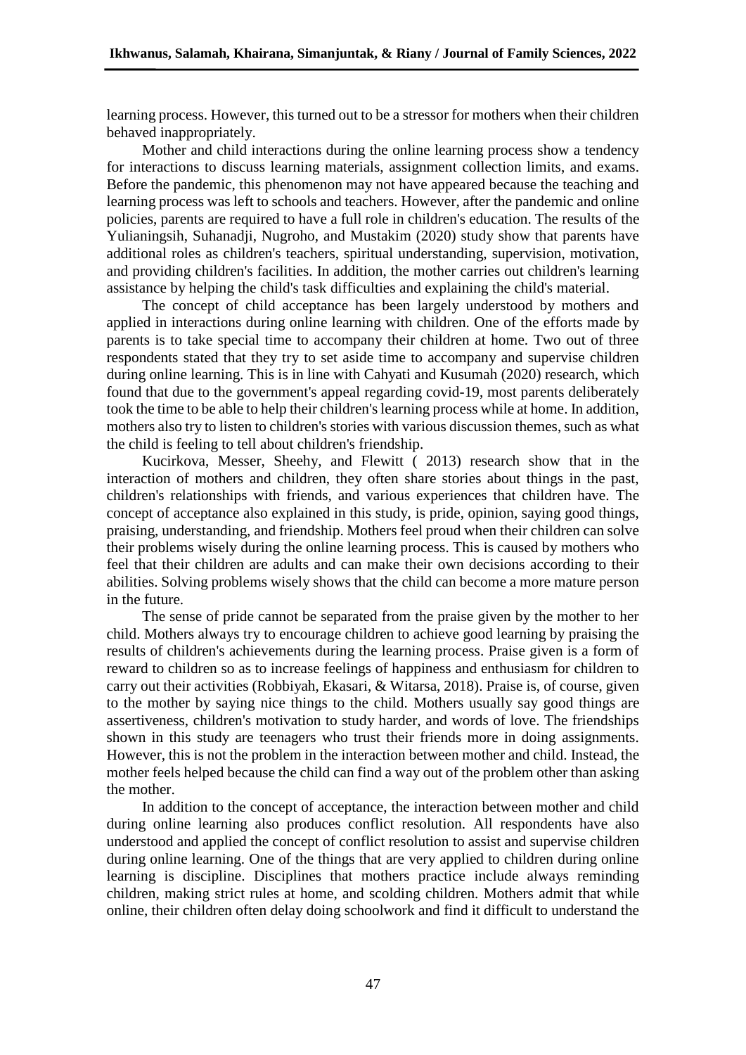learning process. However, this turned out to be a stressor for mothers when their children behaved inappropriately.

Mother and child interactions during the online learning process show a tendency for interactions to discuss learning materials, assignment collection limits, and exams. Before the pandemic, this phenomenon may not have appeared because the teaching and learning process was left to schools and teachers. However, after the pandemic and online policies, parents are required to have a full role in children's education. The results of the Yulianingsih, Suhanadji, Nugroho, and Mustakim (2020) study show that parents have additional roles as children's teachers, spiritual understanding, supervision, motivation, and providing children's facilities. In addition, the mother carries out children's learning assistance by helping the child's task difficulties and explaining the child's material.

The concept of child acceptance has been largely understood by mothers and applied in interactions during online learning with children. One of the efforts made by parents is to take special time to accompany their children at home. Two out of three respondents stated that they try to set aside time to accompany and supervise children during online learning. This is in line with Cahyati and Kusumah (2020) research, which found that due to the government's appeal regarding covid-19, most parents deliberately took the time to be able to help their children's learning process while at home. In addition, mothers also try to listen to children's stories with various discussion themes, such as what the child is feeling to tell about children's friendship.

Kucirkova, Messer, Sheehy, and Flewitt ( 2013) research show that in the interaction of mothers and children, they often share stories about things in the past, children's relationships with friends, and various experiences that children have. The concept of acceptance also explained in this study, is pride, opinion, saying good things, praising, understanding, and friendship. Mothers feel proud when their children can solve their problems wisely during the online learning process. This is caused by mothers who feel that their children are adults and can make their own decisions according to their abilities. Solving problems wisely shows that the child can become a more mature person in the future.

The sense of pride cannot be separated from the praise given by the mother to her child. Mothers always try to encourage children to achieve good learning by praising the results of children's achievements during the learning process. Praise given is a form of reward to children so as to increase feelings of happiness and enthusiasm for children to carry out their activities (Robbiyah, Ekasari, & Witarsa, 2018). Praise is, of course, given to the mother by saying nice things to the child. Mothers usually say good things are assertiveness, children's motivation to study harder, and words of love. The friendships shown in this study are teenagers who trust their friends more in doing assignments. However, this is not the problem in the interaction between mother and child. Instead, the mother feels helped because the child can find a way out of the problem other than asking the mother.

In addition to the concept of acceptance, the interaction between mother and child during online learning also produces conflict resolution. All respondents have also understood and applied the concept of conflict resolution to assist and supervise children during online learning. One of the things that are very applied to children during online learning is discipline. Disciplines that mothers practice include always reminding children, making strict rules at home, and scolding children. Mothers admit that while online, their children often delay doing schoolwork and find it difficult to understand the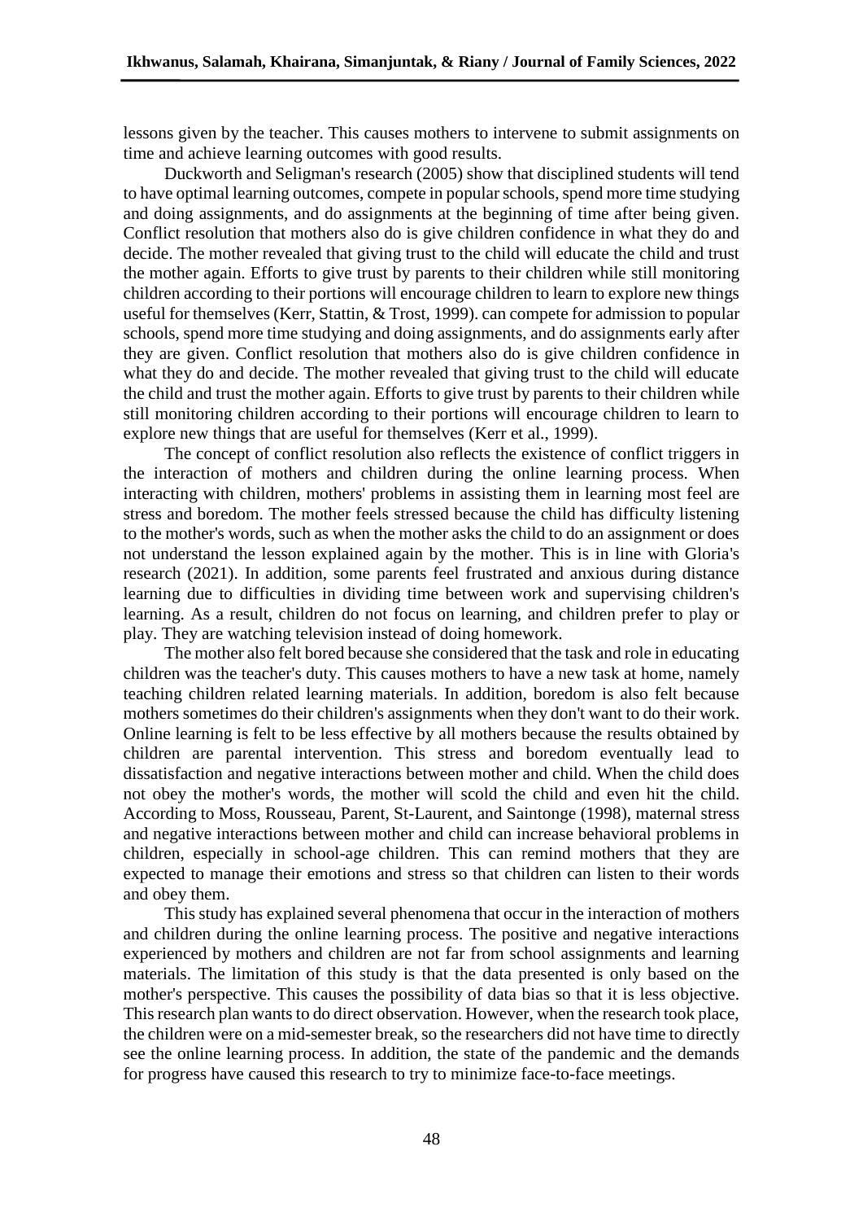lessons given by the teacher. This causes mothers to intervene to submit assignments on time and achieve learning outcomes with good results.

Duckworth and Seligman's research (2005) show that disciplined students will tend to have optimal learning outcomes, compete in popular schools, spend more time studying and doing assignments, and do assignments at the beginning of time after being given. Conflict resolution that mothers also do is give children confidence in what they do and decide. The mother revealed that giving trust to the child will educate the child and trust the mother again. Efforts to give trust by parents to their children while still monitoring children according to their portions will encourage children to learn to explore new things useful for themselves (Kerr, Stattin, & Trost, 1999). can compete for admission to popular schools, spend more time studying and doing assignments, and do assignments early after they are given. Conflict resolution that mothers also do is give children confidence in what they do and decide. The mother revealed that giving trust to the child will educate the child and trust the mother again. Efforts to give trust by parents to their children while still monitoring children according to their portions will encourage children to learn to explore new things that are useful for themselves (Kerr et al., 1999).

The concept of conflict resolution also reflects the existence of conflict triggers in the interaction of mothers and children during the online learning process. When interacting with children, mothers' problems in assisting them in learning most feel are stress and boredom. The mother feels stressed because the child has difficulty listening to the mother's words, such as when the mother asks the child to do an assignment or does not understand the lesson explained again by the mother. This is in line with Gloria's research (2021). In addition, some parents feel frustrated and anxious during distance learning due to difficulties in dividing time between work and supervising children's learning. As a result, children do not focus on learning, and children prefer to play or play. They are watching television instead of doing homework.

The mother also felt bored because she considered that the task and role in educating children was the teacher's duty. This causes mothers to have a new task at home, namely teaching children related learning materials. In addition, boredom is also felt because mothers sometimes do their children's assignments when they don't want to do their work. Online learning is felt to be less effective by all mothers because the results obtained by children are parental intervention. This stress and boredom eventually lead to dissatisfaction and negative interactions between mother and child. When the child does not obey the mother's words, the mother will scold the child and even hit the child. According to Moss, Rousseau, Parent, St-Laurent, and Saintonge (1998), maternal stress and negative interactions between mother and child can increase behavioral problems in children, especially in school-age children. This can remind mothers that they are expected to manage their emotions and stress so that children can listen to their words and obey them.

This study has explained several phenomena that occur in the interaction of mothers and children during the online learning process. The positive and negative interactions experienced by mothers and children are not far from school assignments and learning materials. The limitation of this study is that the data presented is only based on the mother's perspective. This causes the possibility of data bias so that it is less objective. This research plan wants to do direct observation. However, when the research took place, the children were on a mid-semester break, so the researchers did not have time to directly see the online learning process. In addition, the state of the pandemic and the demands for progress have caused this research to try to minimize face-to-face meetings.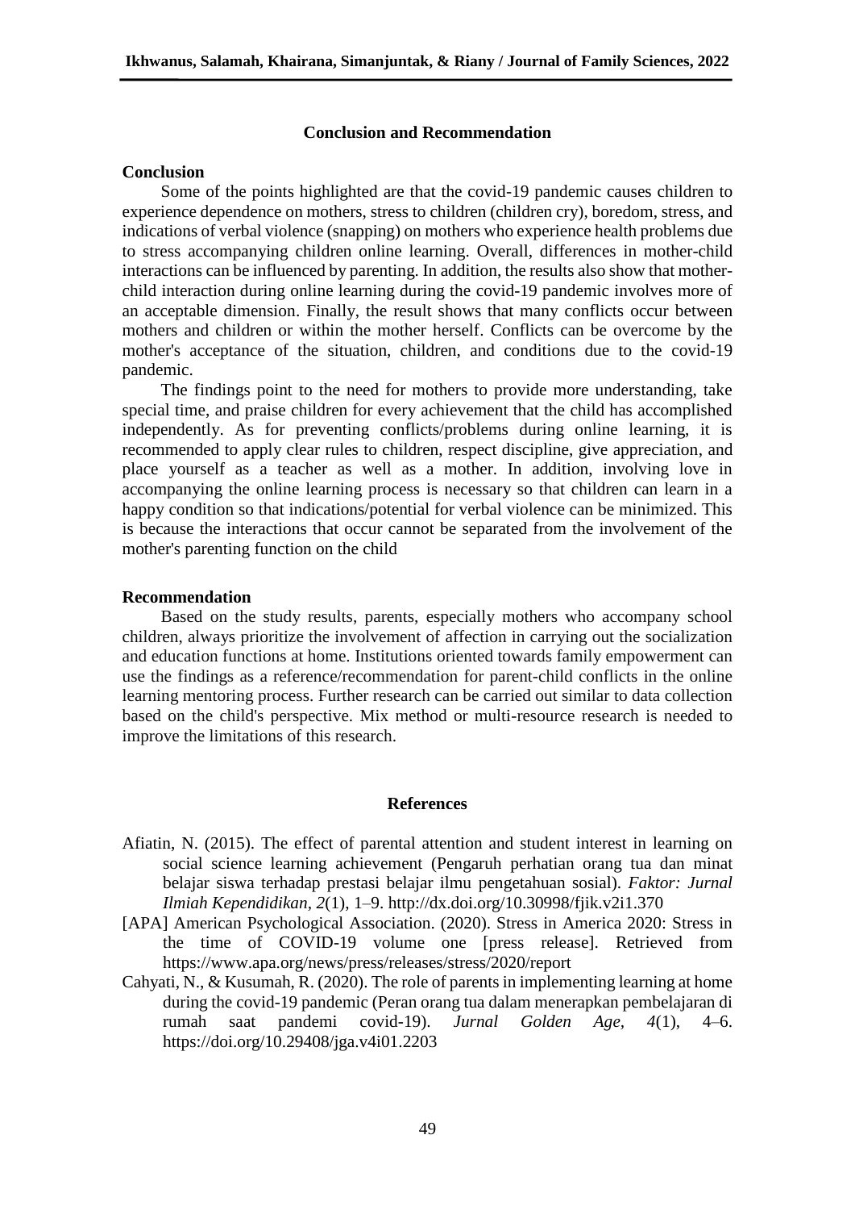## Conclusion and Recommendation

### Conclusion

Some of the points highlighted are that the covid-19 pandemic causes children to experience dependence on mothers, stress to children (children cry), boredom, stress, and indications of verbal violence (snapping) on mothers who experience health problems due to stress accompanying children online learning. Overall, differences in mother-child interactions can be influenced by parenting. In addition, the results also show that mother-child interaction during online learning during the covid-19 pandemic involves more of an acceptable dimension. Finally, the result shows that many conflicts occur between mothers and children or within the mother herself. Conflicts can be overcome by the mother's acceptance of the situation, children, and conditions due to the covid-19 pandemic.

The findings point to the need for mothers to provide more understanding, take special time, and praise children for every achievement that the child has accomplished independently. As for preventing conflicts/problems during online learning, it is recommended to apply clear rules to children, respect discipline, give appreciation, and place yourself as a teacher as well as a mother. In addition, involving love in accompanying the online learning process is necessary so that children can learn in a happy condition so that indications/potential for verbal violence can be minimized. This is because the interactions that occur cannot be separated from the involvement of the mother's parenting function on the child

### Recommendation

Based on the study results, parents, especially mothers who accompany school children, always prioritize the involvement of affection in carrying out the socialization and education functions at home. Institutions oriented towards family empowerment can use the findings as a reference/recommendation for parent-child conflicts in the online learning mentoring process. Further research can be carried out similar to data collection based on the child's perspective. Mix method or multi-resource research is needed to improve the limitations of this research.

## References

Afiatin, N. (2015). The effect of parental attention and student interest in learning on social science learning achievement (Pengaruh perhatian orang tua dan minat belajar siswa terhadap prestasi belajar ilmu pengetahuan sosial). *Faktor: Jurnal Ilmiah Kependidikan, 2*(1), 1–9. http://dx.doi.org/10.30998/fjik.v2i1.370

[APA] American Psychological Association. (2020). Stress in America 2020: Stress in the time of COVID-19 volume one [press release]. Retrieved from https://www.apa.org/news/press/releases/stress/2020/report

Cahyati, N., & Kusumah, R. (2020). The role of parents in implementing learning at home during the covid-19 pandemic (Peran orang tua dalam menerapkan pembelajaran di rumah saat pandemi covid-19). *Jurnal Golden Age*, *4*(1), 4–6. https://doi.org/10.29408/jga.v4i01.2203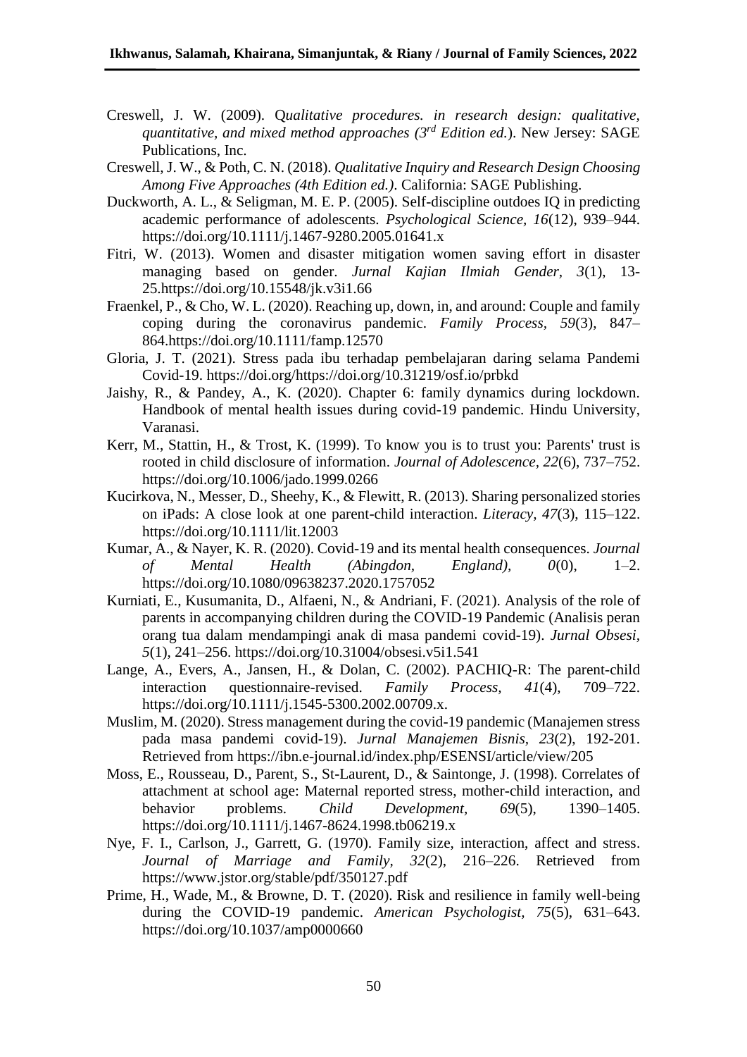Creswell, J. W. (2009). Q*ualitative procedures. in research design: qualitative, quantitative, and mixed method approaches (3rd Edition ed.*). New Jersey: SAGE Publications, Inc.

Creswell, J. W., & Poth, C. N. (2018). *Qualitative Inquiry and Research Design Choosing Among Five Approaches (4th Edition ed.)*. California: SAGE Publishing.

Duckworth, A. L., & Seligman, M. E. P. (2005). Self-discipline outdoes IQ in predicting academic performance of adolescents. *Psychological Science, 16*(12), 939–944. https://doi.org/10.1111/j.1467-9280.2005.01641.x

Fitri, W. (2013). Women and disaster mitigation women saving effort in disaster managing based on gender. *Jurnal Kajian Ilmiah Gender*, *3*(1), 13-25.https://doi.org/10.15548/jk.v3i1.66

Fraenkel, P., & Cho, W. L. (2020). Reaching up, down, in, and around: Couple and family coping during the coronavirus pandemic. *Family Process, 59*(3), 847–864.https://doi.org/10.1111/famp.12570

Gloria, J. T. (2021). Stress pada ibu terhadap pembelajaran daring selama Pandemi Covid-19. https://doi.org/https://doi.org/10.31219/osf.io/prbkd

Jaishy, R., & Pandey, A., K. (2020). Chapter 6: family dynamics during lockdown. Handbook of mental health issues during covid-19 pandemic. Hindu University, Varanasi.

Kerr, M., Stattin, H., & Trost, K. (1999). To know you is to trust you: Parents' trust is rooted in child disclosure of information. *Journal of Adolescence, 22*(6), 737–752. https://doi.org/10.1006/jado.1999.0266

Kucirkova, N., Messer, D., Sheehy, K., & Flewitt, R. (2013). Sharing personalized stories on iPads: A close look at one parent-child interaction. *Literacy, 47*(3), 115–122. https://doi.org/10.1111/lit.12003

Kumar, A., & Nayer, K. R. (2020). Covid-19 and its mental health consequences. *Journal of Mental Health (Abingdon, England), 0*(0), 1–2. https://doi.org/10.1080/09638237.2020.1757052

Kurniati, E., Kusumanita, D., Alfaeni, N., & Andriani, F. (2021). Analysis of the role of parents in accompanying children during the COVID-19 Pandemic (Analisis peran orang tua dalam mendampingi anak di masa pandemi covid-19). *Jurnal Obsesi, 5*(1), 241–256. https://doi.org/10.31004/obsesi.v5i1.541

Lange, A., Evers, A., Jansen, H., & Dolan, C. (2002). PACHIQ-R: The parent-child interaction questionnaire-revised. *Family Process, 41*(4), 709–722. https://doi.org/10.1111/j.1545-5300.2002.00709.x.

Muslim, M. (2020). Stress management during the covid-19 pandemic (Manajemen stress pada masa pandemi covid-19). *Jurnal Manajemen Bisnis, 23*(2), 192-201. Retrieved from https://ibn.e-journal.id/index.php/ESENSI/article/view/205

Moss, E., Rousseau, D., Parent, S., St-Laurent, D., & Saintonge, J. (1998). Correlates of attachment at school age: Maternal reported stress, mother-child interaction, and behavior problems. *Child Development*, *69*(5), 1390–1405. https://doi.org/10.1111/j.1467-8624.1998.tb06219.x

Nye, F. I., Carlson, J., Garrett, G. (1970). Family size, interaction, affect and stress. *Journal of Marriage and Family, 32*(2), 216–226. Retrieved from https://www.jstor.org/stable/pdf/350127.pdf

Prime, H., Wade, M., & Browne, D. T. (2020). Risk and resilience in family well-being during the COVID-19 pandemic. *American Psychologist*, *75*(5), 631–643. https://doi.org/10.1037/amp0000660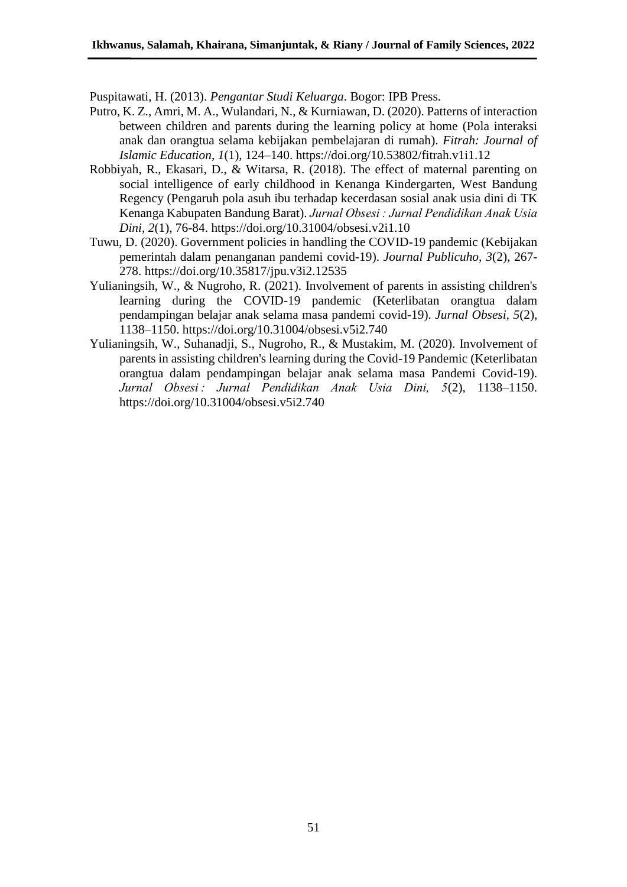Puspitawati, H. (2013). *Pengantar Studi Keluarga*. Bogor: IPB Press.

Putro, K. Z., Amri, M. A., Wulandari, N., & Kurniawan, D. (2020). Patterns of interaction between children and parents during the learning policy at home (Pola interaksi anak dan orangtua selama kebijakan pembelajaran di rumah). *Fitrah: Journal of Islamic Education*, *1*(1), 124–140. https://doi.org/10.53802/fitrah.v1i1.12

Robbiyah, R., Ekasari, D., & Witarsa, R. (2018). The effect of maternal parenting on social intelligence of early childhood in Kenanga Kindergarten, West Bandung Regency (Pengaruh pola asuh ibu terhadap kecerdasan sosial anak usia dini di TK Kenanga Kabupaten Bandung Barat). *Jurnal Obsesi : Jurnal Pendidikan Anak Usia Dini*, *2*(1), 76-84. https://doi.org/10.31004/obsesi.v2i1.10

Tuwu, D. (2020). Government policies in handling the COVID-19 pandemic (Kebijakan pemerintah dalam penanganan pandemi covid-19). *Journal Publicuho*, *3*(2), 267-278. https://doi.org/10.35817/jpu.v3i2.12535

Yulianingsih, W., & Nugroho, R. (2021). Involvement of parents in assisting children's learning during the COVID-19 pandemic (Keterlibatan orangtua dalam pendampingan belajar anak selama masa pandemi covid-19). *Jurnal Obsesi*, *5*(2), 1138–1150. https://doi.org/10.31004/obsesi.v5i2.740

Yulianingsih, W., Suhanadji, S., Nugroho, R., & Mustakim, M. (2020). Involvement of parents in assisting children's learning during the Covid-19 Pandemic (Keterlibatan orangtua dalam pendampingan belajar anak selama masa Pandemi Covid-19). *Jurnal Obsesi : Jurnal Pendidikan Anak Usia Dini, 5*(2), 1138–1150. https://doi.org/10.31004/obsesi.v5i2.740